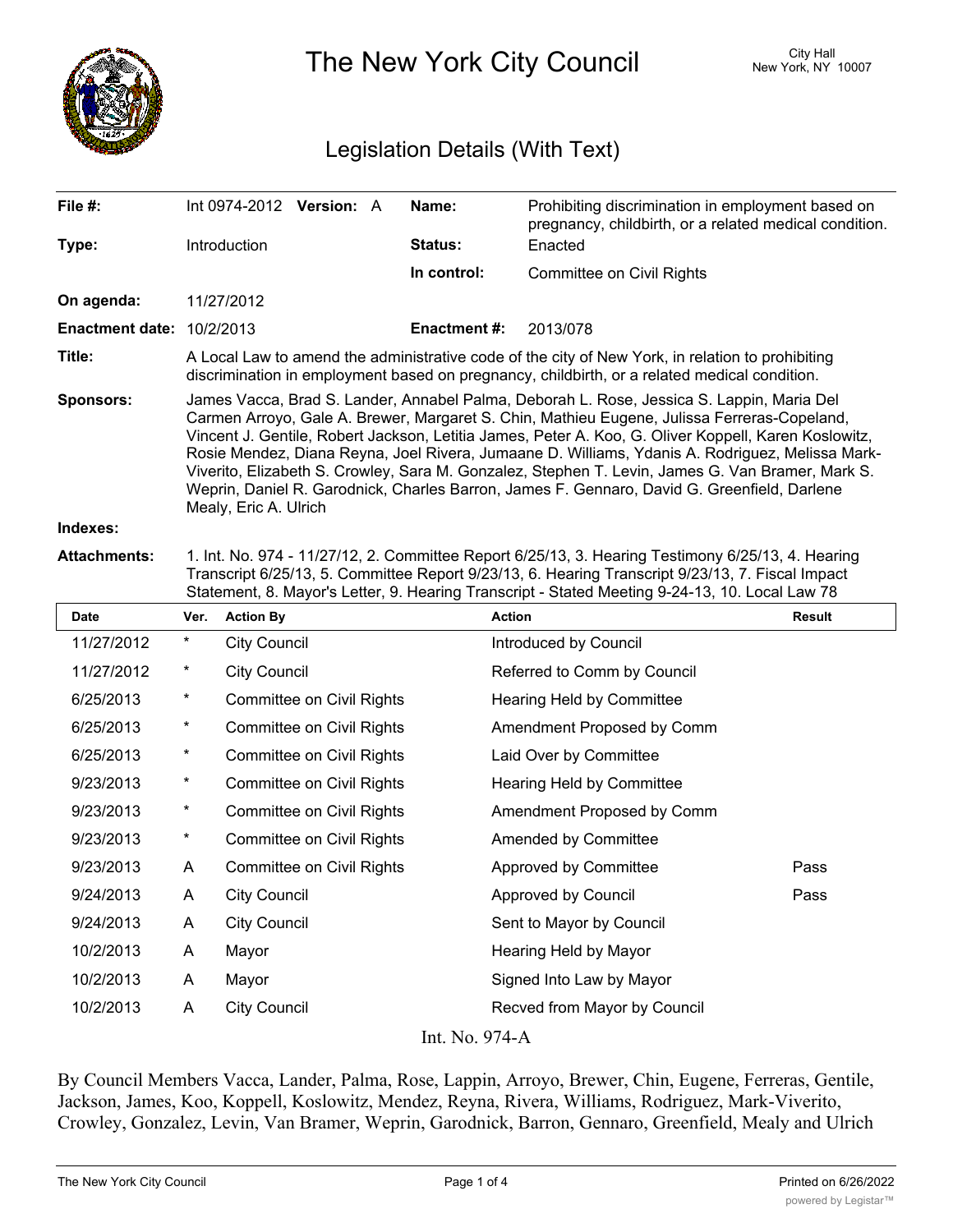# The New York City Council

City Hall
New York, NY 10007

## Legislation Details (With Text)

| | | | |
|---|---|---|---|
| **File #:** | Int 0974-2012 **Version:** A | **Name:** | Prohibiting discrimination in employment based on pregnancy, childbirth, or a related medical condition. |
| **Type:** | Introduction | **Status:** | Enacted |
| | | **In control:** | Committee on Civil Rights |
| **On agenda:** | 11/27/2012 | | |
| **Enactment date:** | 10/2/2013 | **Enactment #:** | 2013/078 |

**Title:** A Local Law to amend the administrative code of the city of New York, in relation to prohibiting discrimination in employment based on pregnancy, childbirth, or a related medical condition.

**Sponsors:** James Vacca, Brad S. Lander, Annabel Palma, Deborah L. Rose, Jessica S. Lappin, Maria Del Carmen Arroyo, Gale A. Brewer, Margaret S. Chin, Mathieu Eugene, Julissa Ferreras-Copeland, Vincent J. Gentile, Robert Jackson, Letitia James, Peter A. Koo, G. Oliver Koppell, Karen Koslowitz, Rosie Mendez, Diana Reyna, Joel Rivera, Jumaane D. Williams, Ydanis A. Rodriguez, Melissa Mark-Viverito, Elizabeth S. Crowley, Sara M. Gonzalez, Stephen T. Levin, James G. Van Bramer, Mark S. Weprin, Daniel R. Garodnick, Charles Barron, James F. Gennaro, David G. Greenfield, Darlene Mealy, Eric A. Ulrich

**Indexes:**

**Attachments:** 1. Int. No. 974 - 11/27/12, 2. Committee Report 6/25/13, 3. Hearing Testimony 6/25/13, 4. Hearing Transcript 6/25/13, 5. Committee Report 9/23/13, 6. Hearing Transcript 9/23/13, 7. Fiscal Impact Statement, 8. Mayor's Letter, 9. Hearing Transcript - Stated Meeting 9-24-13, 10. Local Law 78

| Date | Ver. | Action By | Action | Result |
|---|---|---|---|---|
| 11/27/2012 | * | City Council | Introduced by Council | |
| 11/27/2012 | * | City Council | Referred to Comm by Council | |
| 6/25/2013 | * | Committee on Civil Rights | Hearing Held by Committee | |
| 6/25/2013 | * | Committee on Civil Rights | Amendment Proposed by Comm | |
| 6/25/2013 | * | Committee on Civil Rights | Laid Over by Committee | |
| 9/23/2013 | * | Committee on Civil Rights | Hearing Held by Committee | |
| 9/23/2013 | * | Committee on Civil Rights | Amendment Proposed by Comm | |
| 9/23/2013 | * | Committee on Civil Rights | Amended by Committee | |
| 9/23/2013 | A | Committee on Civil Rights | Approved by Committee | Pass |
| 9/24/2013 | A | City Council | Approved by Council | Pass |
| 9/24/2013 | A | City Council | Sent to Mayor by Council | |
| 10/2/2013 | A | Mayor | Hearing Held by Mayor | |
| 10/2/2013 | A | Mayor | Signed Into Law by Mayor | |
| 10/2/2013 | A | City Council | Recved from Mayor by Council | |

Int. No. 974-A

By Council Members Vacca, Lander, Palma, Rose, Lappin, Arroyo, Brewer, Chin, Eugene, Ferreras, Gentile, Jackson, James, Koo, Koppell, Koslowitz, Mendez, Reyna, Rivera, Williams, Rodriguez, Mark-Viverito, Crowley, Gonzalez, Levin, Van Bramer, Weprin, Garodnick, Barron, Gennaro, Greenfield, Mealy and Ulrich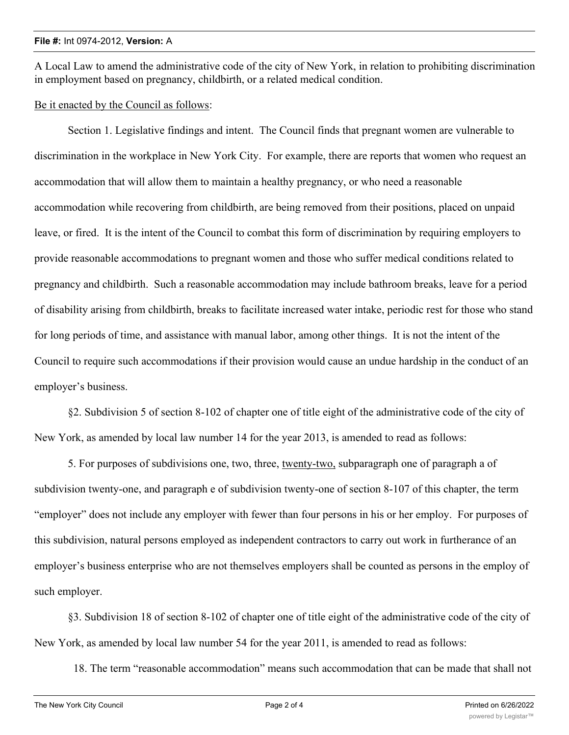A Local Law to amend the administrative code of the city of New York, in relation to prohibiting discrimination in employment based on pregnancy, childbirth, or a related medical condition.

Be it enacted by the Council as follows:

Section 1. Legislative findings and intent. The Council finds that pregnant women are vulnerable to discrimination in the workplace in New York City. For example, there are reports that women who request an accommodation that will allow them to maintain a healthy pregnancy, or who need a reasonable accommodation while recovering from childbirth, are being removed from their positions, placed on unpaid leave, or fired. It is the intent of the Council to combat this form of discrimination by requiring employers to provide reasonable accommodations to pregnant women and those who suffer medical conditions related to pregnancy and childbirth. Such a reasonable accommodation may include bathroom breaks, leave for a period of disability arising from childbirth, breaks to facilitate increased water intake, periodic rest for those who stand for long periods of time, and assistance with manual labor, among other things. It is not the intent of the Council to require such accommodations if their provision would cause an undue hardship in the conduct of an employer's business.

§2. Subdivision 5 of section 8-102 of chapter one of title eight of the administrative code of the city of New York, as amended by local law number 14 for the year 2013, is amended to read as follows:

5. For purposes of subdivisions one, two, three, <u>twenty-two,</u> subparagraph one of paragraph a of subdivision twenty-one, and paragraph e of subdivision twenty-one of section 8-107 of this chapter, the term "employer" does not include any employer with fewer than four persons in his or her employ. For purposes of this subdivision, natural persons employed as independent contractors to carry out work in furtherance of an employer's business enterprise who are not themselves employers shall be counted as persons in the employ of such employer.

§3. Subdivision 18 of section 8-102 of chapter one of title eight of the administrative code of the city of New York, as amended by local law number 54 for the year 2011, is amended to read as follows:

18. The term "reasonable accommodation" means such accommodation that can be made that shall not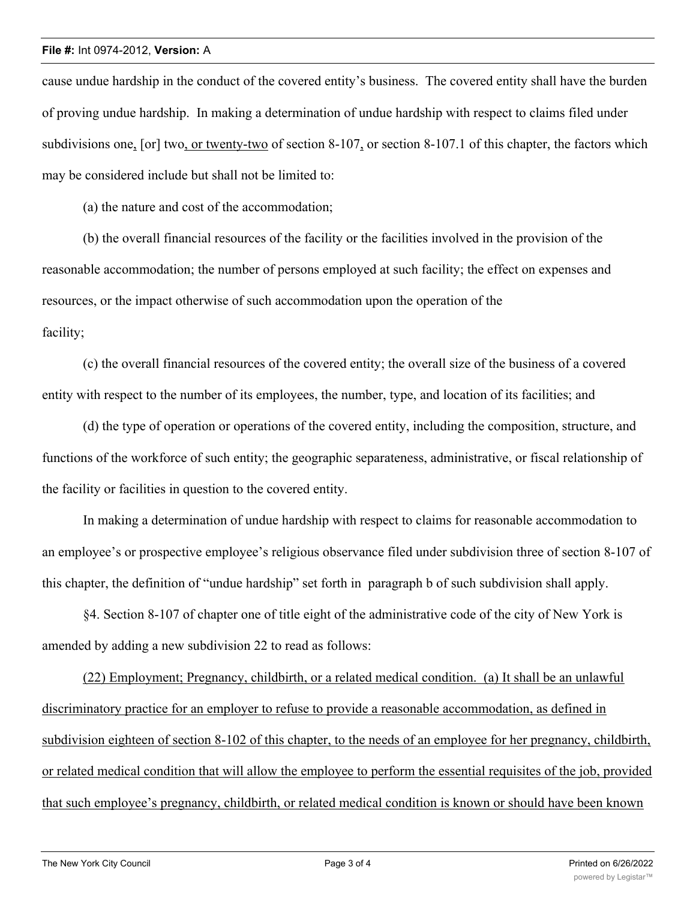cause undue hardship in the conduct of the covered entity's business. The covered entity shall have the burden of proving undue hardship. In making a determination of undue hardship with respect to claims filed under subdivisions one<u>,</u> [or] two<u>, or twenty-two</u> of section 8-107<u>,</u> or section 8-107.1 of this chapter, the factors which may be considered include but shall not be limited to:

(a) the nature and cost of the accommodation;

(b) the overall financial resources of the facility or the facilities involved in the provision of the reasonable accommodation; the number of persons employed at such facility; the effect on expenses and resources, or the impact otherwise of such accommodation upon the operation of the facility;

(c) the overall financial resources of the covered entity; the overall size of the business of a covered entity with respect to the number of its employees, the number, type, and location of its facilities; and

(d) the type of operation or operations of the covered entity, including the composition, structure, and functions of the workforce of such entity; the geographic separateness, administrative, or fiscal relationship of the facility or facilities in question to the covered entity.

In making a determination of undue hardship with respect to claims for reasonable accommodation to an employee's or prospective employee's religious observance filed under subdivision three of section 8-107 of this chapter, the definition of "undue hardship" set forth in paragraph b of such subdivision shall apply.

§4. Section 8-107 of chapter one of title eight of the administrative code of the city of New York is amended by adding a new subdivision 22 to read as follows:

<u>(22) Employment; Pregnancy, childbirth, or a related medical condition. (a) It shall be an unlawful discriminatory practice for an employer to refuse to provide a reasonable accommodation, as defined in subdivision eighteen of section 8-102 of this chapter, to the needs of an employee for her pregnancy, childbirth, or related medical condition that will allow the employee to perform the essential requisites of the job, provided that such employee's pregnancy, childbirth, or related medical condition is known or should have been known</u>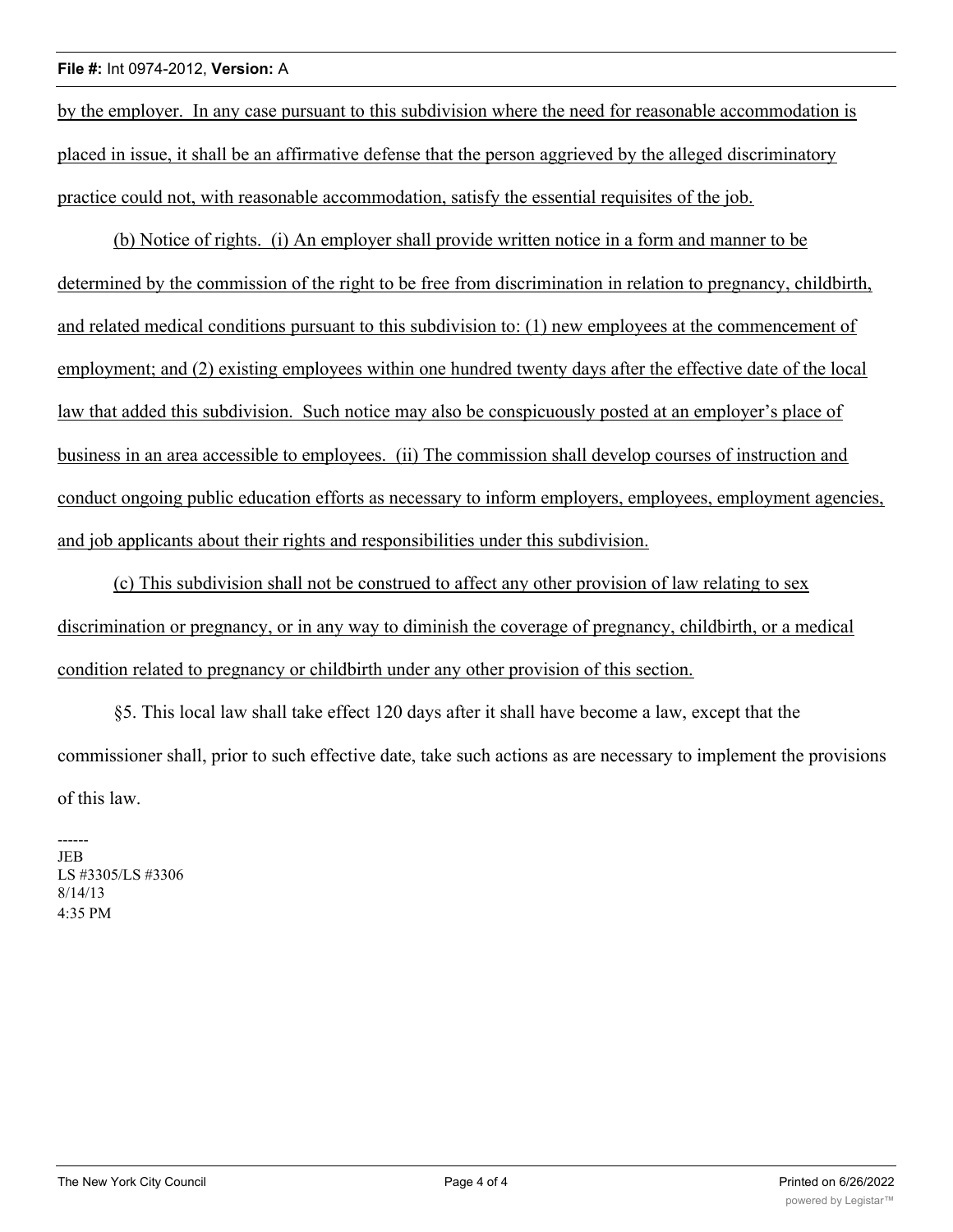by the employer. In any case pursuant to this subdivision where the need for reasonable accommodation is placed in issue, it shall be an affirmative defense that the person aggrieved by the alleged discriminatory practice could not, with reasonable accommodation, satisfy the essential requisites of the job.

(b) Notice of rights. (i) An employer shall provide written notice in a form and manner to be determined by the commission of the right to be free from discrimination in relation to pregnancy, childbirth, and related medical conditions pursuant to this subdivision to: (1) new employees at the commencement of employment; and (2) existing employees within one hundred twenty days after the effective date of the local law that added this subdivision. Such notice may also be conspicuously posted at an employer's place of business in an area accessible to employees. (ii) The commission shall develop courses of instruction and conduct ongoing public education efforts as necessary to inform employers, employees, employment agencies, and job applicants about their rights and responsibilities under this subdivision.

(c) This subdivision shall not be construed to affect any other provision of law relating to sex discrimination or pregnancy, or in any way to diminish the coverage of pregnancy, childbirth, or a medical condition related to pregnancy or childbirth under any other provision of this section.

§5. This local law shall take effect 120 days after it shall have become a law, except that the commissioner shall, prior to such effective date, take such actions as are necessary to implement the provisions of this law.

------
JEB
LS #3305/LS #3306
8/14/13
4:35 PM